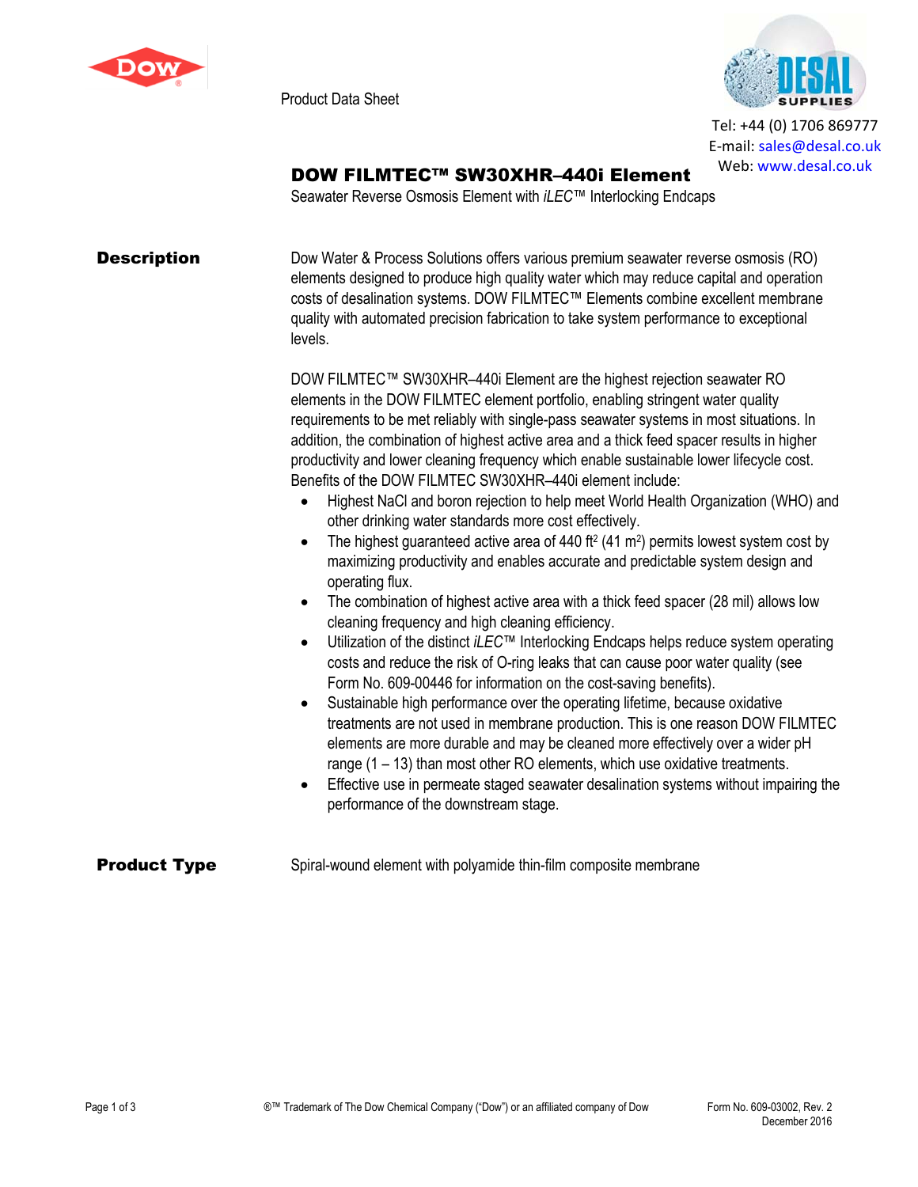Product Data Sheet

Tel: +44 (0) 1706 869777
E-mail: sales@desal.co.uk
Web: www.desal.co.uk

# DOW FILMTEC™ SW30XHR–440i Element

Seawater Reverse Osmosis Element with *iLEC*™ Interlocking Endcaps

## Description

Dow Water & Process Solutions offers various premium seawater reverse osmosis (RO) elements designed to produce high quality water which may reduce capital and operation costs of desalination systems. DOW FILMTEC™ Elements combine excellent membrane quality with automated precision fabrication to take system performance to exceptional levels.

DOW FILMTEC™ SW30XHR–440i Element are the highest rejection seawater RO elements in the DOW FILMTEC element portfolio, enabling stringent water quality requirements to be met reliably with single-pass seawater systems in most situations. In addition, the combination of highest active area and a thick feed spacer results in higher productivity and lower cleaning frequency which enable sustainable lower lifecycle cost. Benefits of the DOW FILMTEC SW30XHR–440i element include:

- Highest NaCl and boron rejection to help meet World Health Organization (WHO) and other drinking water standards more cost effectively.
- The highest guaranteed active area of 440 $ft^2$ (41 $m^2$) permits lowest system cost by maximizing productivity and enables accurate and predictable system design and operating flux.
- The combination of highest active area with a thick feed spacer (28 mil) allows low cleaning frequency and high cleaning efficiency.
- Utilization of the distinct *iLEC*™ Interlocking Endcaps helps reduce system operating costs and reduce the risk of O-ring leaks that can cause poor water quality (see Form No. 609-00446 for information on the cost-saving benefits).
- Sustainable high performance over the operating lifetime, because oxidative treatments are not used in membrane production. This is one reason DOW FILMTEC elements are more durable and may be cleaned more effectively over a wider pH range (1 – 13) than most other RO elements, which use oxidative treatments.
- Effective use in permeate staged seawater desalination systems without impairing the performance of the downstream stage.

## Product Type

Spiral-wound element with polyamide thin-film composite membrane

®™ Trademark of The Dow Chemical Company ("Dow") or an affiliated company of Dow

Form No. 609-03002, Rev. 2
December 2016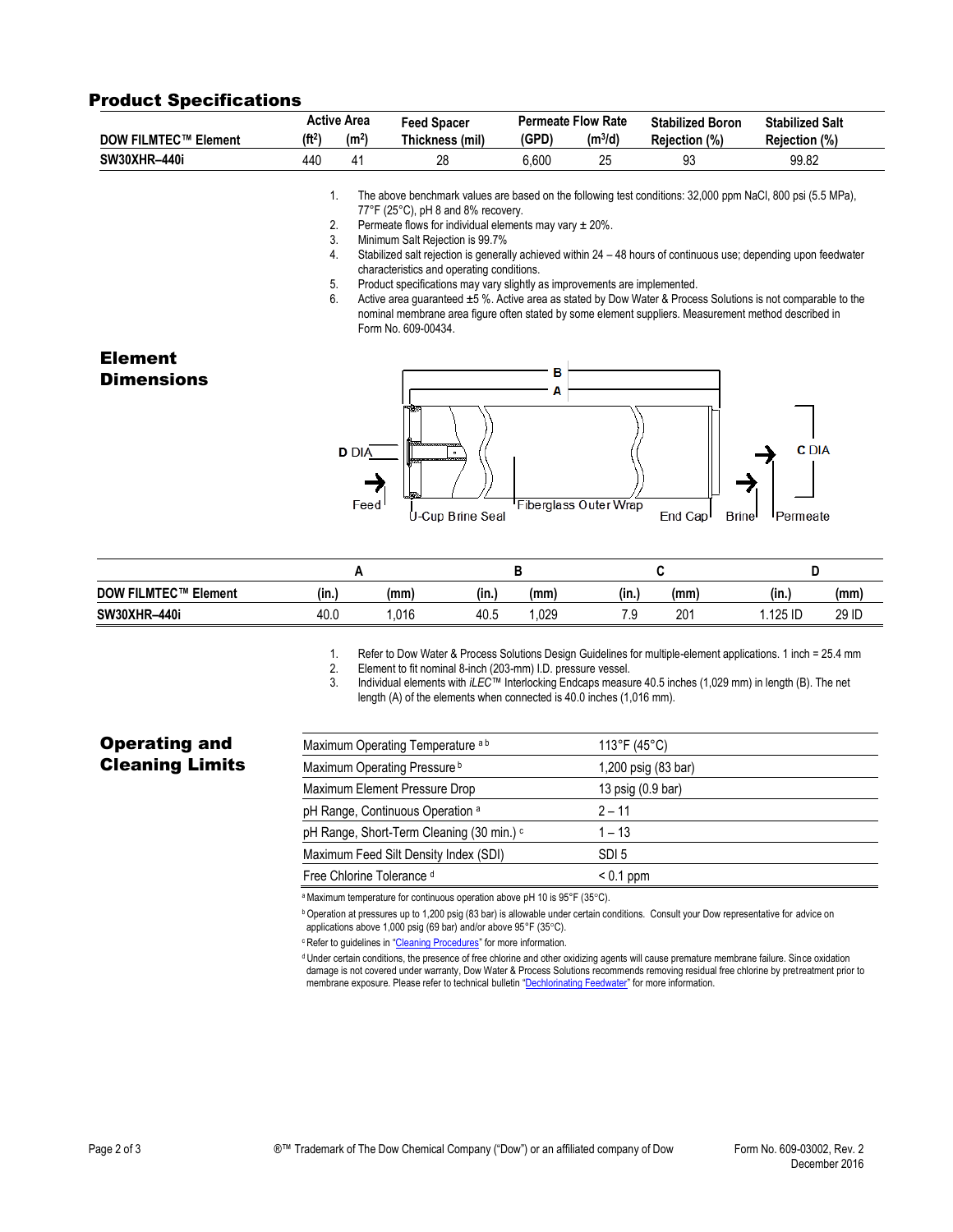## Product Specifications

| DOW FILMTEC™ Element | Active Area (ft²) | Active Area (m²) | Feed Spacer Thickness (mil) | Permeate Flow Rate (GPD) | Permeate Flow Rate (m³/d) | Stabilized Boron Rejection (%) | Stabilized Salt Rejection (%) |
|---|---|---|---|---|---|---|---|
| SW30XHR–440i | 440 | 41 | 28 | 6,600 | 25 | 93 | 99.82 |

1. The above benchmark values are based on the following test conditions: 32,000 ppm NaCl, 800 psi (5.5 MPa), 77°F (25°C), pH 8 and 8% recovery.
2. Permeate flows for individual elements may vary ± 20%.
3. Minimum Salt Rejection is 99.7%
4. Stabilized salt rejection is generally achieved within 24 – 48 hours of continuous use; depending upon feedwater characteristics and operating conditions.
5. Product specifications may vary slightly as improvements are implemented.
6. Active area guaranteed ±5 %. Active area as stated by Dow Water & Process Solutions is not comparable to the nominal membrane area figure often stated by some element suppliers. Measurement method described in Form No. 609-00434.

## Element Dimensions

| DOW FILMTEC™ Element | A (in.) | A (mm) | B (in.) | B (mm) | C (in.) | C (mm) | D (in.) | D (mm) |
|---|---|---|---|---|---|---|---|---|
| SW30XHR–440i | 40.0 | 1,016 | 40.5 | 1,029 | 7.9 | 201 | 1.125 ID | 29 ID |

1. Refer to Dow Water & Process Solutions Design Guidelines for multiple-element applications. 1 inch = 25.4 mm
2. Element to fit nominal 8-inch (203-mm) I.D. pressure vessel.
3. Individual elements with *iLEC*™ Interlocking Endcaps measure 40.5 inches (1,029 mm) in length (B). The net length (A) of the elements when connected is 40.0 inches (1,016 mm).

## Operating and Cleaning Limits

| | |
|---|---|
| Maximum Operating Temperature [a] [b] | 113°F (45°C) |
| Maximum Operating Pressure [b] | 1,200 psig (83 bar) |
| Maximum Element Pressure Drop | 13 psig (0.9 bar) |
| pH Range, Continuous Operation [a] | 2 – 11 |
| pH Range, Short-Term Cleaning (30 min.) [c] | 1 – 13 |
| Maximum Feed Silt Density Index (SDI) | SDI 5 |
| Free Chlorine Tolerance [d] | < 0.1 ppm |

[a] Maximum temperature for continuous operation above pH 10 is 95°F (35°C).

[b] Operation at pressures up to 1,200 psig (83 bar) is allowable under certain conditions. Consult your Dow representative for advice on applications above 1,000 psig (69 bar) and/or above 95°F (35°C).

[c] Refer to guidelines in "Cleaning Procedures" for more information.

[d] Under certain conditions, the presence of free chlorine and other oxidizing agents will cause premature membrane failure. Since oxidation damage is not covered under warranty, Dow Water & Process Solutions recommends removing residual free chlorine by pretreatment prior to membrane exposure. Please refer to technical bulletin "Dechlorinating Feedwater" for more information.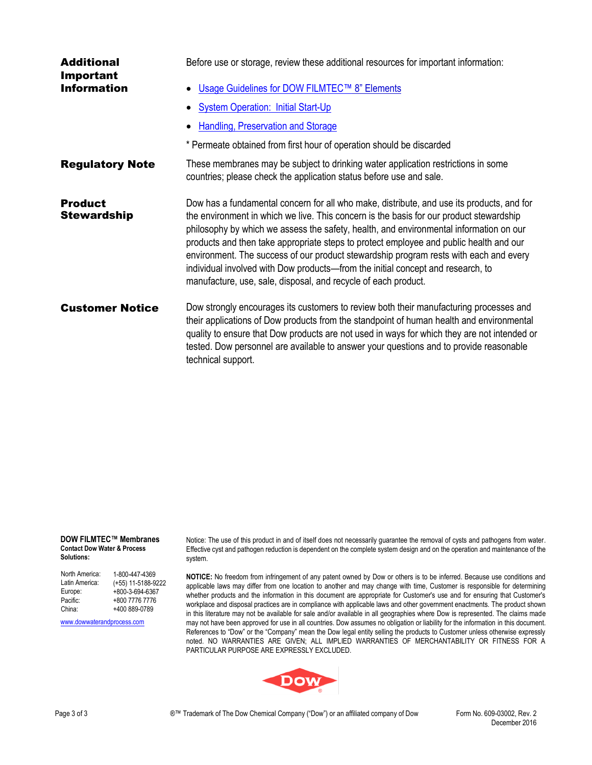## Additional Important Information

Before use or storage, review these additional resources for important information:

- Usage Guidelines for DOW FILMTEC™ 8" Elements
- System Operation: Initial Start-Up
- Handling, Preservation and Storage

* Permeate obtained from first hour of operation should be discarded

## Regulatory Note

These membranes may be subject to drinking water application restrictions in some countries; please check the application status before use and sale.

## Product Stewardship

Dow has a fundamental concern for all who make, distribute, and use its products, and for the environment in which we live. This concern is the basis for our product stewardship philosophy by which we assess the safety, health, and environmental information on our products and then take appropriate steps to protect employee and public health and our environment. The success of our product stewardship program rests with each and every individual involved with Dow products—from the initial concept and research, to manufacture, use, sale, disposal, and recycle of each product.

## Customer Notice

Dow strongly encourages its customers to review both their manufacturing processes and their applications of Dow products from the standpoint of human health and environmental quality to ensure that Dow products are not used in ways for which they are not intended or tested. Dow personnel are available to answer your questions and to provide reasonable technical support.

**DOW FILMTEC™ Membranes**
**Contact Dow Water & Process Solutions:**

| | |
|---|---|
| North America: | 1-800-447-4369 |
| Latin America: | (+55) 11-5188-9222 |
| Europe: | +800-3-694-6367 |
| Pacific: | +800 7776 7776 |
| China: | +400 889-0789 |

www.dowwaterandprocess.com

Notice: The use of this product in and of itself does not necessarily guarantee the removal of cysts and pathogens from water. Effective cyst and pathogen reduction is dependent on the complete system design and on the operation and maintenance of the system.

**NOTICE:** No freedom from infringement of any patent owned by Dow or others is to be inferred. Because use conditions and applicable laws may differ from one location to another and may change with time, Customer is responsible for determining whether products and the information in this document are appropriate for Customer's use and for ensuring that Customer's workplace and disposal practices are in compliance with applicable laws and other government enactments. The product shown in this literature may not be available for sale and/or available in all geographies where Dow is represented. The claims made may not have been approved for use in all countries. Dow assumes no obligation or liability for the information in this document. References to "Dow" or the "Company" mean the Dow legal entity selling the products to Customer unless otherwise expressly noted. NO WARRANTIES ARE GIVEN; ALL IMPLIED WARRANTIES OF MERCHANTABILITY OR FITNESS FOR A PARTICULAR PURPOSE ARE EXPRESSLY EXCLUDED.

®™ Trademark of The Dow Chemical Company ("Dow") or an affiliated company of Dow

Form No. 609-03002, Rev. 2
December 2016